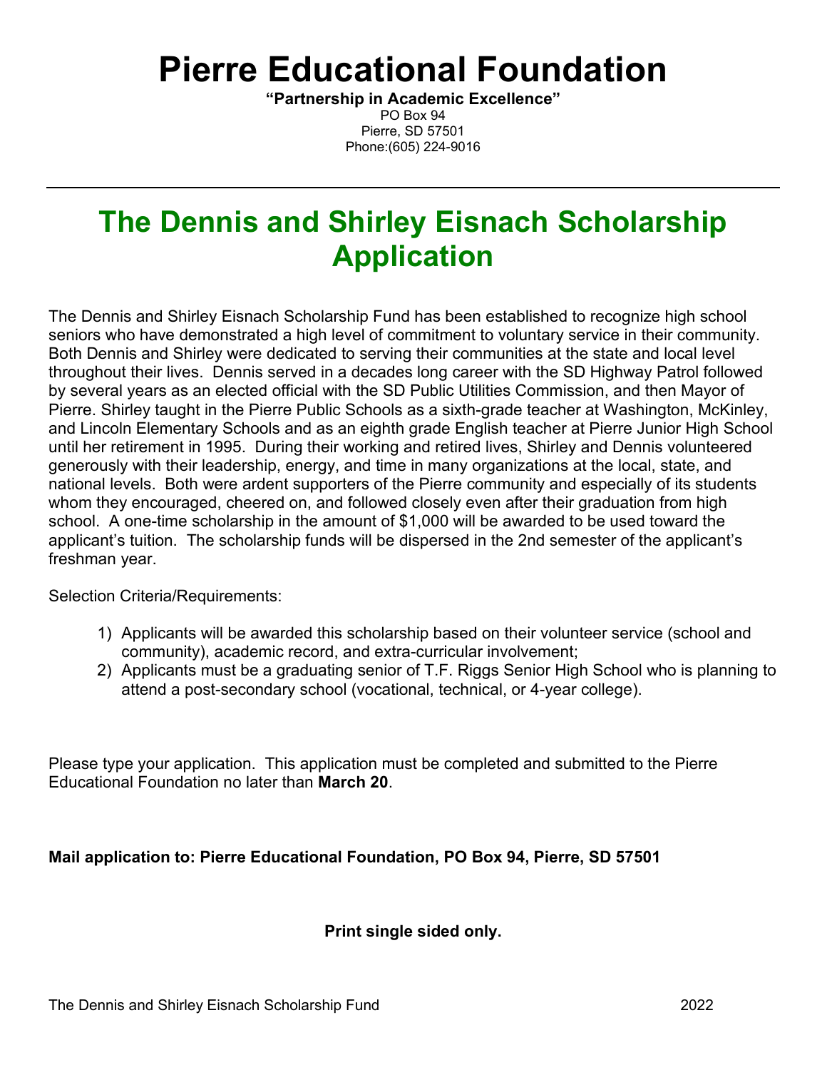# Pierre Educational Foundation

**"Partnership in Academic Excellence"**
PO Box 94
Pierre, SD 57501
Phone:(605) 224-9016

---

## The Dennis and Shirley Eisnach Scholarship Application

The Dennis and Shirley Eisnach Scholarship Fund has been established to recognize high school seniors who have demonstrated a high level of commitment to voluntary service in their community. Both Dennis and Shirley were dedicated to serving their communities at the state and local level throughout their lives. Dennis served in a decades long career with the SD Highway Patrol followed by several years as an elected official with the SD Public Utilities Commission, and then Mayor of Pierre. Shirley taught in the Pierre Public Schools as a sixth-grade teacher at Washington, McKinley, and Lincoln Elementary Schools and as an eighth grade English teacher at Pierre Junior High School until her retirement in 1995. During their working and retired lives, Shirley and Dennis volunteered generously with their leadership, energy, and time in many organizations at the local, state, and national levels. Both were ardent supporters of the Pierre community and especially of its students whom they encouraged, cheered on, and followed closely even after their graduation from high school. A one-time scholarship in the amount of $1,000 will be awarded to be used toward the applicant's tuition. The scholarship funds will be dispersed in the 2nd semester of the applicant's freshman year.

Selection Criteria/Requirements:

1) Applicants will be awarded this scholarship based on their volunteer service (school and community), academic record, and extra-curricular involvement;
2) Applicants must be a graduating senior of T.F. Riggs Senior High School who is planning to attend a post-secondary school (vocational, technical, or 4-year college).

Please type your application. This application must be completed and submitted to the Pierre Educational Foundation no later than **March 20**.

**Mail application to: Pierre Educational Foundation, PO Box 94, Pierre, SD 57501**

**Print single sided only.**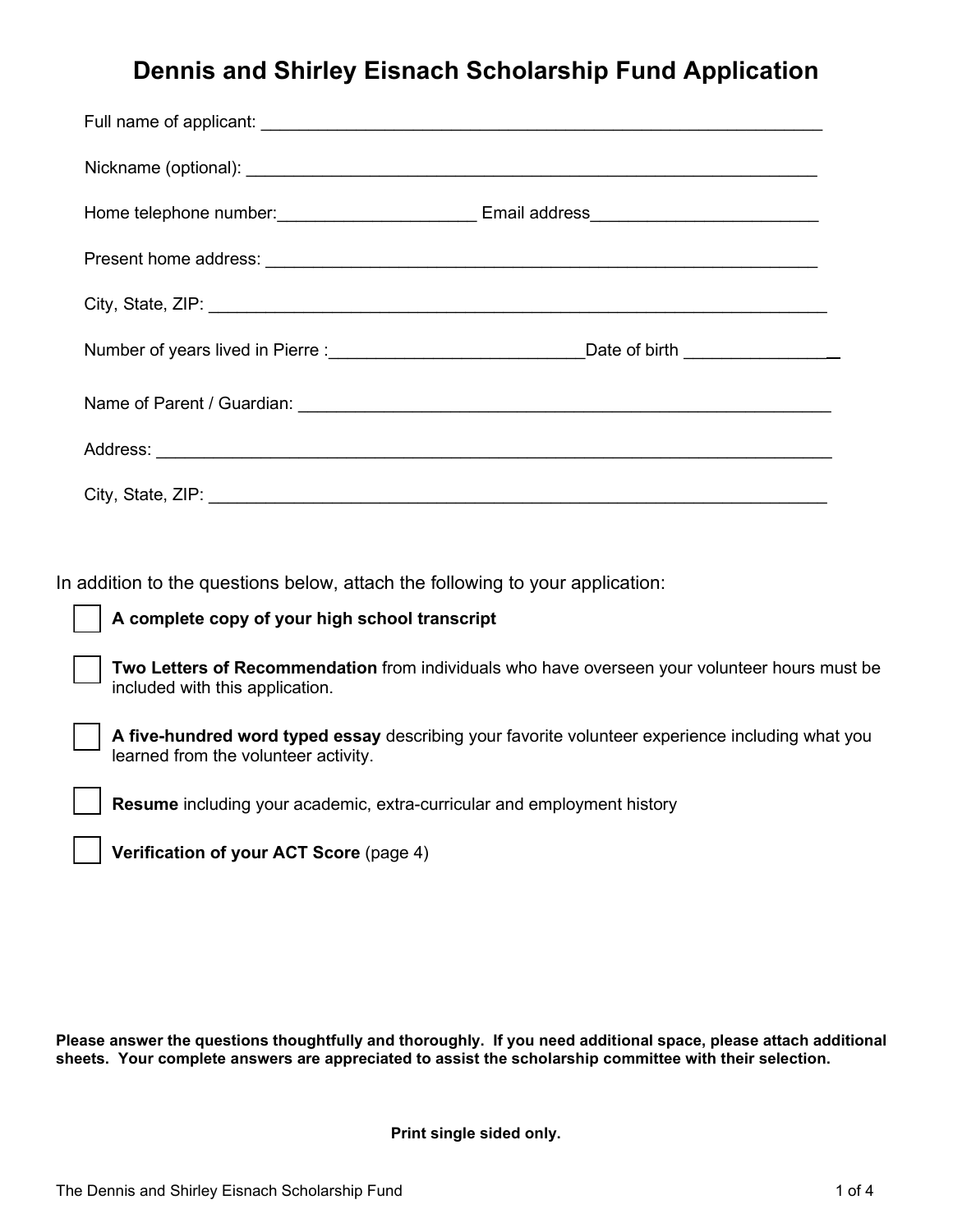# Dennis and Shirley Eisnach Scholarship Fund Application

Full name of applicant: ____________________________________________________________

Nickname (optional): ______________________________________________________________

Home telephone number:_____________________ Email address________________________

Present home address: _______________________________________________________

City, State, ZIP: __________________________________________________________________

Number of years lived in Pierre :___________________________Date of birth ________________

Name of Parent / Guardian: ___________________________________________________

Address: ________________________________________________________________________

City, State, ZIP: __________________________________________________________________

In addition to the questions below, attach the following to your application:

- [ ] **A complete copy of your high school transcript**
- [ ] **Two Letters of Recommendation** from individuals who have overseen your volunteer hours must be included with this application.
- [ ] **A five-hundred word typed essay** describing your favorite volunteer experience including what you learned from the volunteer activity.
- [ ] **Resume** including your academic, extra-curricular and employment history
- [ ] **Verification of your ACT Score** (page 4)

**Please answer the questions thoughtfully and thoroughly. If you need additional space, please attach additional sheets. Your complete answers are appreciated to assist the scholarship committee with their selection.**

**Print single sided only.**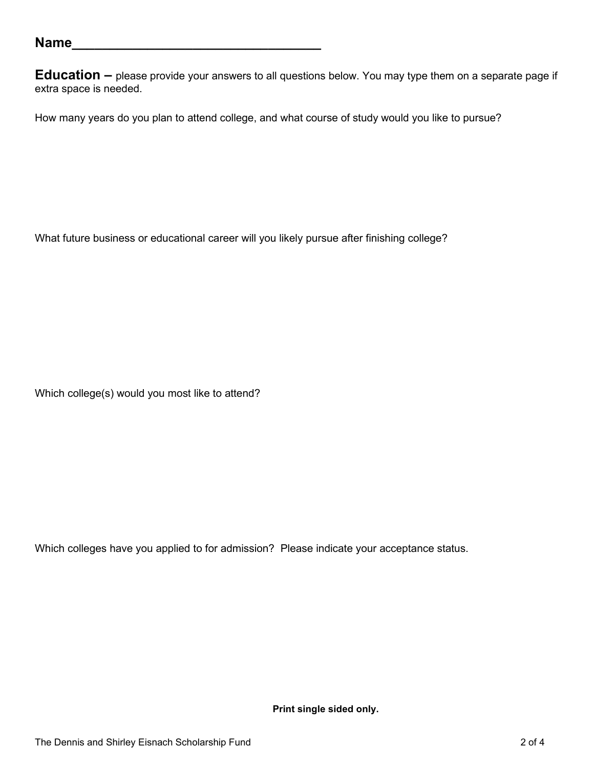**Name**________________________________

**Education –** please provide your answers to all questions below. You may type them on a separate page if extra space is needed.

How many years do you plan to attend college, and what course of study would you like to pursue?

What future business or educational career will you likely pursue after finishing college?

Which college(s) would you most like to attend?

Which colleges have you applied to for admission? Please indicate your acceptance status.

**Print single sided only.**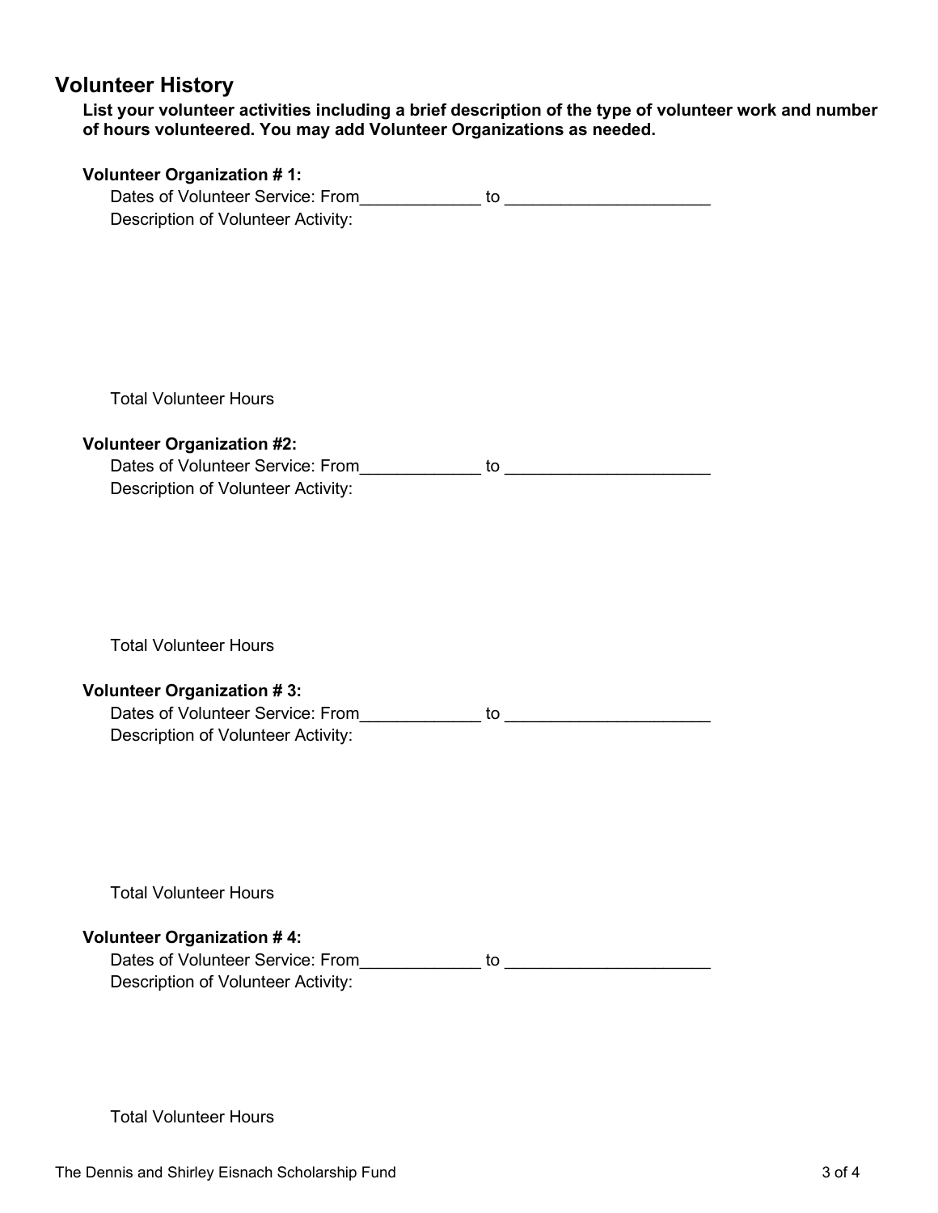## Volunteer History

**List your volunteer activities including a brief description of the type of volunteer work and number of hours volunteered. You may add Volunteer Organizations as needed.**

**Volunteer Organization # 1:**

Dates of Volunteer Service: From_____________ to ______________________

Description of Volunteer Activity:

Total Volunteer Hours

**Volunteer Organization #2:**

Dates of Volunteer Service: From_____________ to ______________________

Description of Volunteer Activity:

Total Volunteer Hours

**Volunteer Organization # 3:**

Dates of Volunteer Service: From_____________ to ______________________

Description of Volunteer Activity:

Total Volunteer Hours

**Volunteer Organization # 4:**

Dates of Volunteer Service: From_____________ to ______________________

Description of Volunteer Activity:

Total Volunteer Hours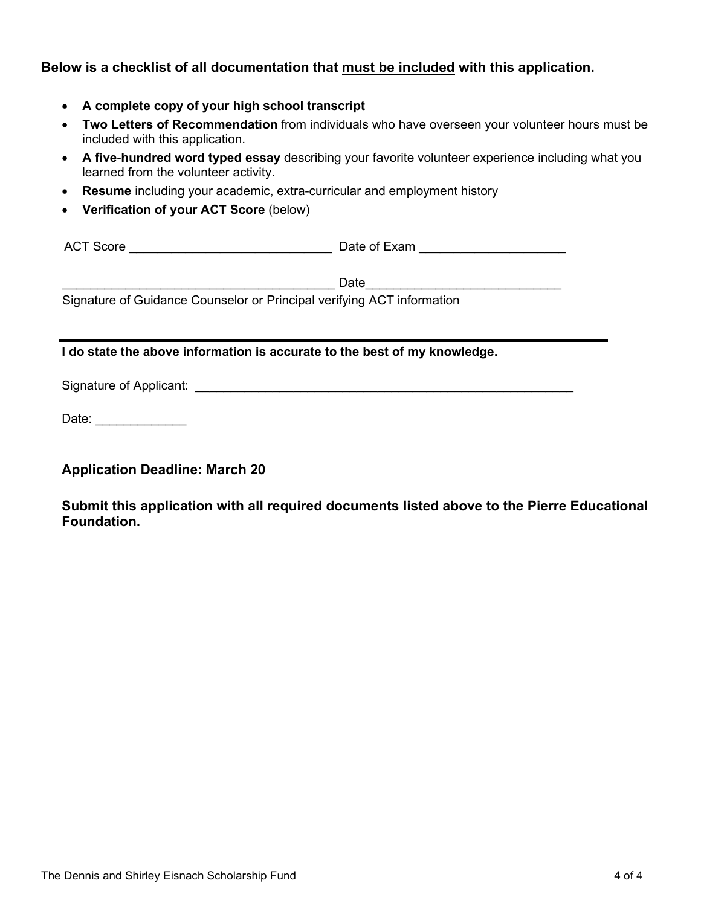**Below is a checklist of all documentation that <u>must be included</u> with this application.**

- **A complete copy of your high school transcript**
- **Two Letters of Recommendation** from individuals who have overseen your volunteer hours must be included with this application.
- **A five-hundred word typed essay** describing your favorite volunteer experience including what you learned from the volunteer activity.
- **Resume** including your academic, extra-curricular and employment history
- **Verification of your ACT Score** (below)

ACT Score _____________________________ Date of Exam _____________________

_______________________________________ Date___________________________
Signature of Guidance Counselor or Principal verifying ACT information

---

**I do state the above information is accurate to the best of my knowledge.**

Signature of Applicant: _________________________________________________________

Date: _____________

**Application Deadline: March 20**

**Submit this application with all required documents listed above to the Pierre Educational Foundation.**